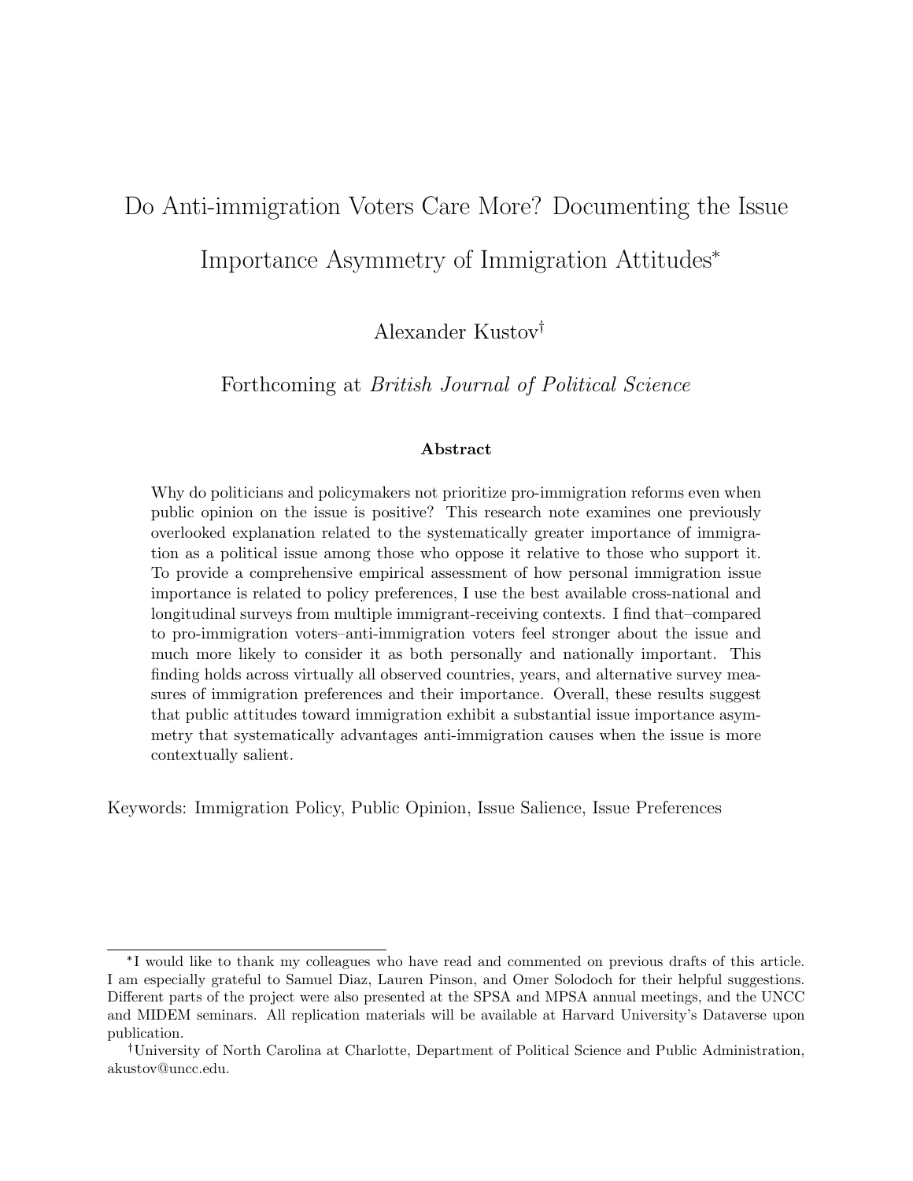# Do Anti-immigration Voters Care More? Documenting the Issue Importance Asymmetry of Immigration Attitudes[*]

Alexander Kustov[†]

Forthcoming at *British Journal of Political Science*

### Abstract

Why do politicians and policymakers not prioritize pro-immigration reforms even when public opinion on the issue is positive? This research note examines one previously overlooked explanation related to the systematically greater importance of immigration as a political issue among those who oppose it relative to those who support it. To provide a comprehensive empirical assessment of how personal immigration issue importance is related to policy preferences, I use the best available cross-national and longitudinal surveys from multiple immigrant-receiving contexts. I find that–compared to pro-immigration voters–anti-immigration voters feel stronger about the issue and much more likely to consider it as both personally and nationally important. This finding holds across virtually all observed countries, years, and alternative survey measures of immigration preferences and their importance. Overall, these results suggest that public attitudes toward immigration exhibit a substantial issue importance asymmetry that systematically advantages anti-immigration causes when the issue is more contextually salient.

Keywords: Immigration Policy, Public Opinion, Issue Salience, Issue Preferences

---

[*] I would like to thank my colleagues who have read and commented on previous drafts of this article. I am especially grateful to Samuel Diaz, Lauren Pinson, and Omer Solodoch for their helpful suggestions. Different parts of the project were also presented at the SPSA and MPSA annual meetings, and the UNCC and MIDEM seminars. All replication materials will be available at Harvard University's Dataverse upon publication.

[†] University of North Carolina at Charlotte, Department of Political Science and Public Administration, akustov@uncc.edu.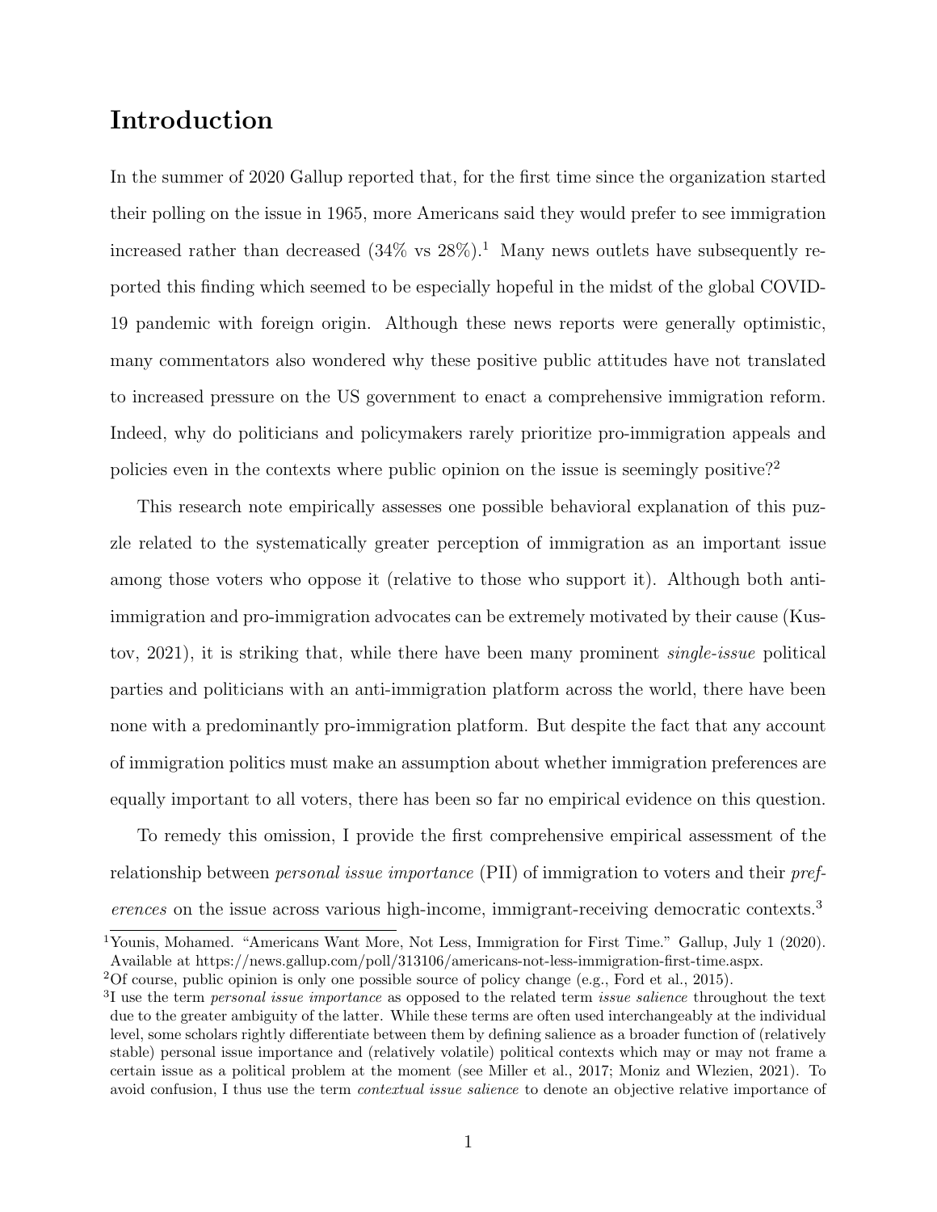# Introduction

In the summer of 2020 Gallup reported that, for the first time since the organization started their polling on the issue in 1965, more Americans said they would prefer to see immigration increased rather than decreased (34% vs 28%).[1] Many news outlets have subsequently reported this finding which seemed to be especially hopeful in the midst of the global COVID-19 pandemic with foreign origin. Although these news reports were generally optimistic, many commentators also wondered why these positive public attitudes have not translated to increased pressure on the US government to enact a comprehensive immigration reform. Indeed, why do politicians and policymakers rarely prioritize pro-immigration appeals and policies even in the contexts where public opinion on the issue is seemingly positive?[2]

This research note empirically assesses one possible behavioral explanation of this puzzle related to the systematically greater perception of immigration as an important issue among those voters who oppose it (relative to those who support it). Although both anti-immigration and pro-immigration advocates can be extremely motivated by their cause (Kustov, 2021), it is striking that, while there have been many prominent *single-issue* political parties and politicians with an anti-immigration platform across the world, there have been none with a predominantly pro-immigration platform. But despite the fact that any account of immigration politics must make an assumption about whether immigration preferences are equally important to all voters, there has been so far no empirical evidence on this question.

To remedy this omission, I provide the first comprehensive empirical assessment of the relationship between *personal issue importance* (PII) of immigration to voters and their *preferences* on the issue across various high-income, immigrant-receiving democratic contexts.[3]

[1] Younis, Mohamed. "Americans Want More, Not Less, Immigration for First Time." Gallup, July 1 (2020). Available at https://news.gallup.com/poll/313106/americans-not-less-immigration-first-time.aspx.

[2] Of course, public opinion is only one possible source of policy change (e.g., Ford et al., 2015).

[3] I use the term *personal issue importance* as opposed to the related term *issue salience* throughout the text due to the greater ambiguity of the latter. While these terms are often used interchangeably at the individual level, some scholars rightly differentiate between them by defining salience as a broader function of (relatively stable) personal issue importance and (relatively volatile) political contexts which may or may not frame a certain issue as a political problem at the moment (see Miller et al., 2017; Moniz and Wlezien, 2021). To avoid confusion, I thus use the term *contextual issue salience* to denote an objective relative importance of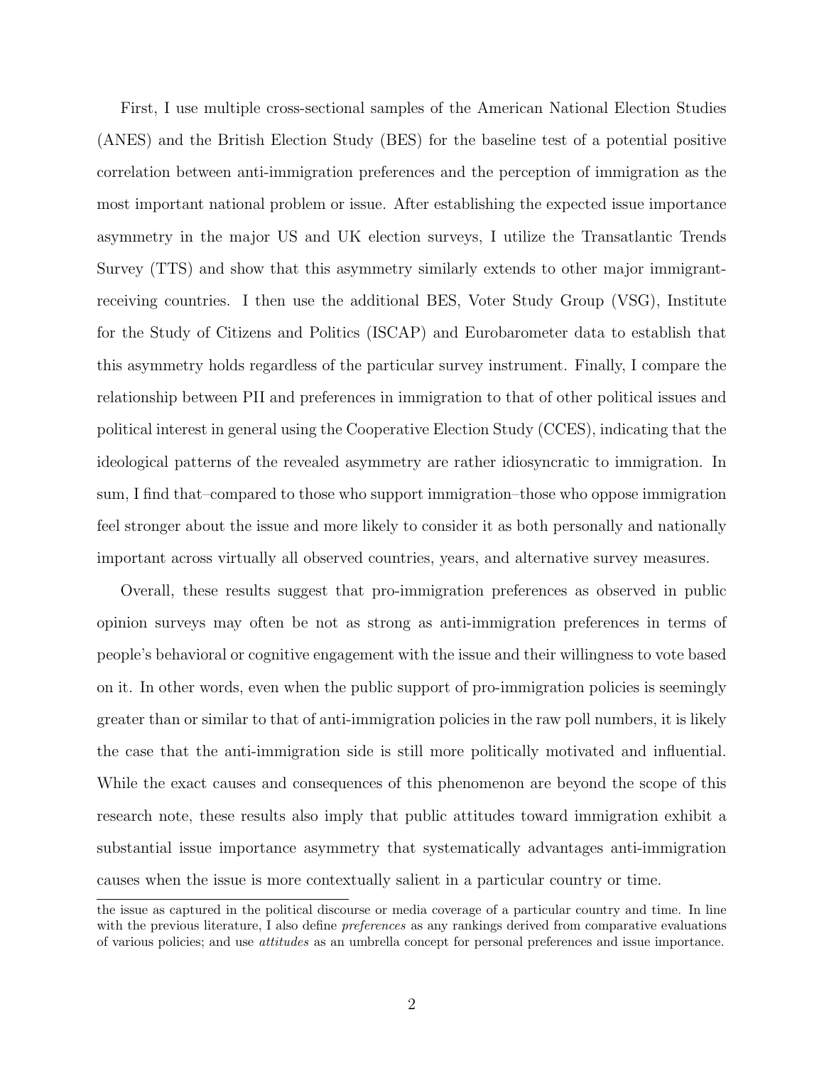First, I use multiple cross-sectional samples of the American National Election Studies (ANES) and the British Election Study (BES) for the baseline test of a potential positive correlation between anti-immigration preferences and the perception of immigration as the most important national problem or issue. After establishing the expected issue importance asymmetry in the major US and UK election surveys, I utilize the Transatlantic Trends Survey (TTS) and show that this asymmetry similarly extends to other major immigrant-receiving countries. I then use the additional BES, Voter Study Group (VSG), Institute for the Study of Citizens and Politics (ISCAP) and Eurobarometer data to establish that this asymmetry holds regardless of the particular survey instrument. Finally, I compare the relationship between PII and preferences in immigration to that of other political issues and political interest in general using the Cooperative Election Study (CCES), indicating that the ideological patterns of the revealed asymmetry are rather idiosyncratic to immigration. In sum, I find that–compared to those who support immigration–those who oppose immigration feel stronger about the issue and more likely to consider it as both personally and nationally important across virtually all observed countries, years, and alternative survey measures.

Overall, these results suggest that pro-immigration preferences as observed in public opinion surveys may often be not as strong as anti-immigration preferences in terms of people's behavioral or cognitive engagement with the issue and their willingness to vote based on it. In other words, even when the public support of pro-immigration policies is seemingly greater than or similar to that of anti-immigration policies in the raw poll numbers, it is likely the case that the anti-immigration side is still more politically motivated and influential. While the exact causes and consequences of this phenomenon are beyond the scope of this research note, these results also imply that public attitudes toward immigration exhibit a substantial issue importance asymmetry that systematically advantages anti-immigration causes when the issue is more contextually salient in a particular country or time.

the issue as captured in the political discourse or media coverage of a particular country and time. In line with the previous literature, I also define *preferences* as any rankings derived from comparative evaluations of various policies; and use *attitudes* as an umbrella concept for personal preferences and issue importance.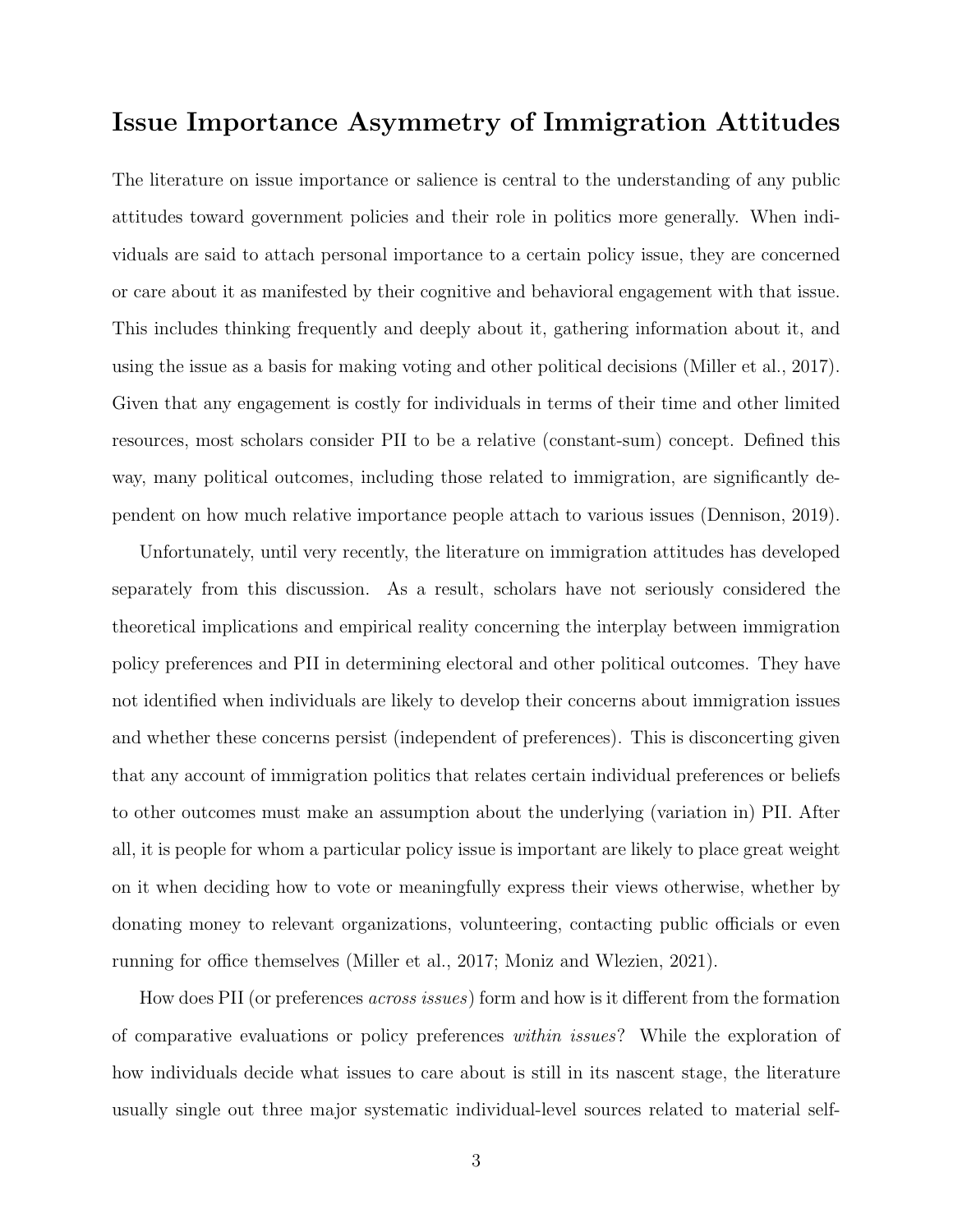## Issue Importance Asymmetry of Immigration Attitudes

The literature on issue importance or salience is central to the understanding of any public attitudes toward government policies and their role in politics more generally. When individuals are said to attach personal importance to a certain policy issue, they are concerned or care about it as manifested by their cognitive and behavioral engagement with that issue. This includes thinking frequently and deeply about it, gathering information about it, and using the issue as a basis for making voting and other political decisions (Miller et al., 2017). Given that any engagement is costly for individuals in terms of their time and other limited resources, most scholars consider PII to be a relative (constant-sum) concept. Defined this way, many political outcomes, including those related to immigration, are significantly dependent on how much relative importance people attach to various issues (Dennison, 2019).

Unfortunately, until very recently, the literature on immigration attitudes has developed separately from this discussion. As a result, scholars have not seriously considered the theoretical implications and empirical reality concerning the interplay between immigration policy preferences and PII in determining electoral and other political outcomes. They have not identified when individuals are likely to develop their concerns about immigration issues and whether these concerns persist (independent of preferences). This is disconcerting given that any account of immigration politics that relates certain individual preferences or beliefs to other outcomes must make an assumption about the underlying (variation in) PII. After all, it is people for whom a particular policy issue is important are likely to place great weight on it when deciding how to vote or meaningfully express their views otherwise, whether by donating money to relevant organizations, volunteering, contacting public officials or even running for office themselves (Miller et al., 2017; Moniz and Wlezien, 2021).

How does PII (or preferences *across issues*) form and how is it different from the formation of comparative evaluations or policy preferences *within issues*? While the exploration of how individuals decide what issues to care about is still in its nascent stage, the literature usually single out three major systematic individual-level sources related to material self-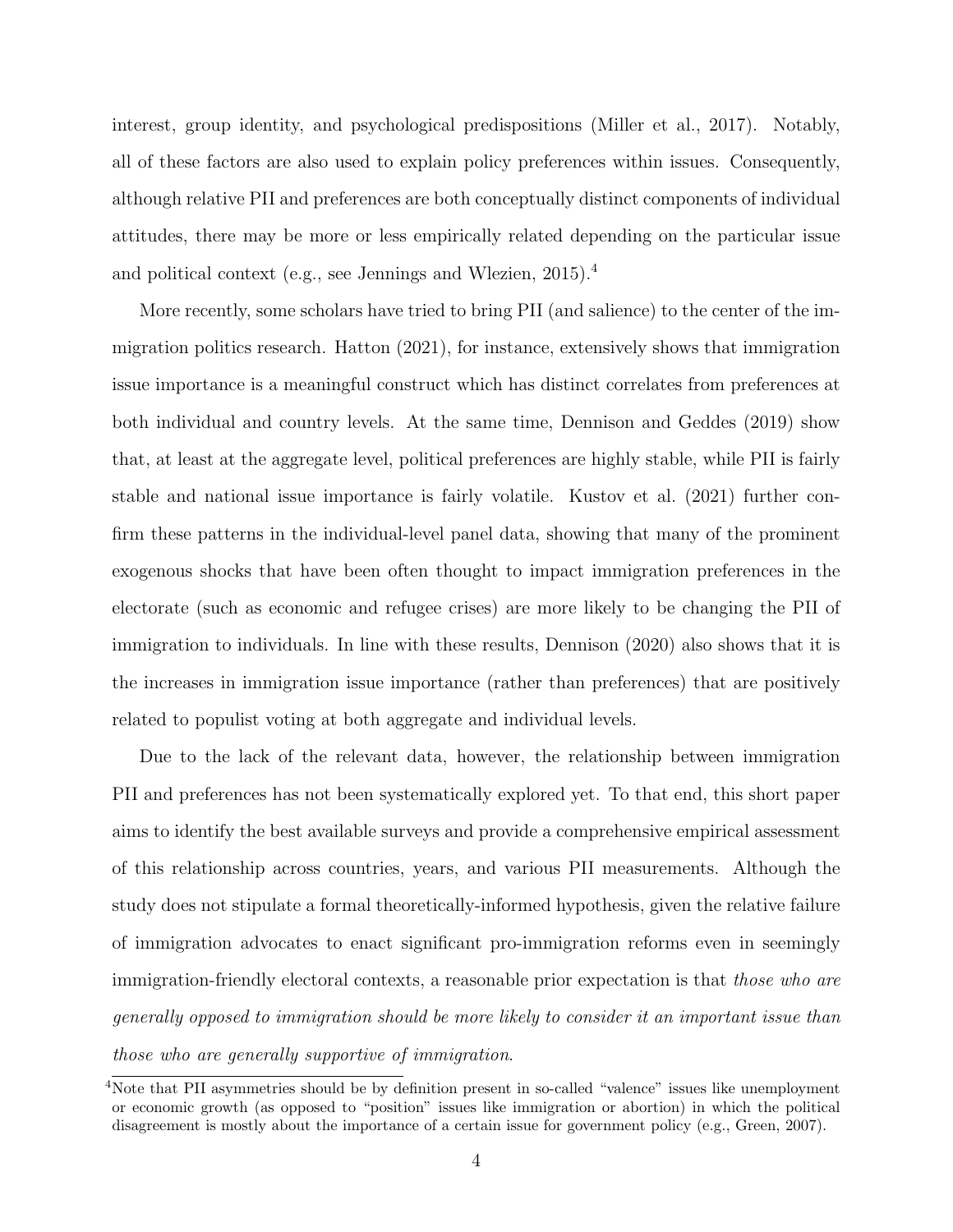interest, group identity, and psychological predispositions (Miller et al., 2017). Notably, all of these factors are also used to explain policy preferences within issues. Consequently, although relative PII and preferences are both conceptually distinct components of individual attitudes, there may be more or less empirically related depending on the particular issue and political context (e.g., see Jennings and Wlezien, 2015).[4]

More recently, some scholars have tried to bring PII (and salience) to the center of the immigration politics research. Hatton (2021), for instance, extensively shows that immigration issue importance is a meaningful construct which has distinct correlates from preferences at both individual and country levels. At the same time, Dennison and Geddes (2019) show that, at least at the aggregate level, political preferences are highly stable, while PII is fairly stable and national issue importance is fairly volatile. Kustov et al. (2021) further confirm these patterns in the individual-level panel data, showing that many of the prominent exogenous shocks that have been often thought to impact immigration preferences in the electorate (such as economic and refugee crises) are more likely to be changing the PII of immigration to individuals. In line with these results, Dennison (2020) also shows that it is the increases in immigration issue importance (rather than preferences) that are positively related to populist voting at both aggregate and individual levels.

Due to the lack of the relevant data, however, the relationship between immigration PII and preferences has not been systematically explored yet. To that end, this short paper aims to identify the best available surveys and provide a comprehensive empirical assessment of this relationship across countries, years, and various PII measurements. Although the study does not stipulate a formal theoretically-informed hypothesis, given the relative failure of immigration advocates to enact significant pro-immigration reforms even in seemingly immigration-friendly electoral contexts, a reasonable prior expectation is that *those who are generally opposed to immigration should be more likely to consider it an important issue than those who are generally supportive of immigration*.

[4] Note that PII asymmetries should be by definition present in so-called "valence" issues like unemployment or economic growth (as opposed to "position" issues like immigration or abortion) in which the political disagreement is mostly about the importance of a certain issue for government policy (e.g., Green, 2007).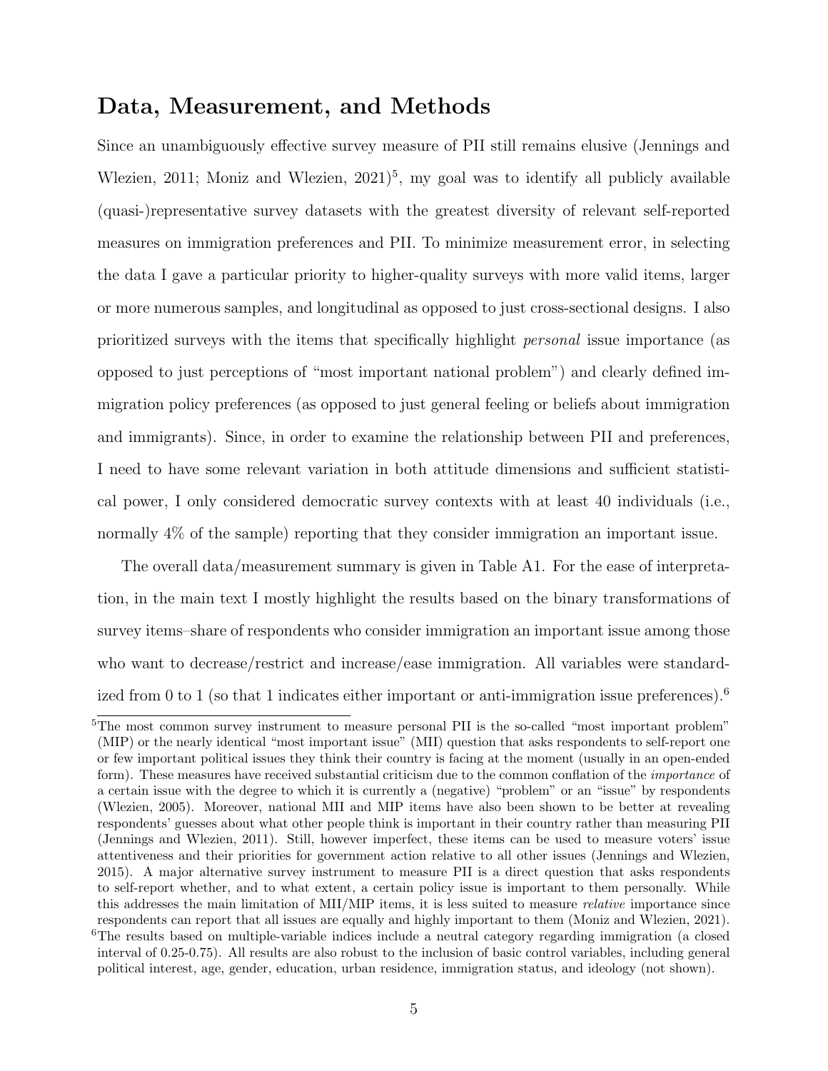## Data, Measurement, and Methods

Since an unambiguously effective survey measure of PII still remains elusive (Jennings and Wlezien, 2011; Moniz and Wlezien, 2021)[5], my goal was to identify all publicly available (quasi-)representative survey datasets with the greatest diversity of relevant self-reported measures on immigration preferences and PII. To minimize measurement error, in selecting the data I gave a particular priority to higher-quality surveys with more valid items, larger or more numerous samples, and longitudinal as opposed to just cross-sectional designs. I also prioritized surveys with the items that specifically highlight *personal* issue importance (as opposed to just perceptions of "most important national problem") and clearly defined immigration policy preferences (as opposed to just general feeling or beliefs about immigration and immigrants). Since, in order to examine the relationship between PII and preferences, I need to have some relevant variation in both attitude dimensions and sufficient statistical power, I only considered democratic survey contexts with at least 40 individuals (i.e., normally 4% of the sample) reporting that they consider immigration an important issue.

The overall data/measurement summary is given in Table A1. For the ease of interpretation, in the main text I mostly highlight the results based on the binary transformations of survey items–share of respondents who consider immigration an important issue among those who want to decrease/restrict and increase/ease immigration. All variables were standardized from 0 to 1 (so that 1 indicates either important or anti-immigration issue preferences).[6]

[5] The most common survey instrument to measure personal PII is the so-called "most important problem" (MIP) or the nearly identical "most important issue" (MII) question that asks respondents to self-report one or few important political issues they think their country is facing at the moment (usually in an open-ended form). These measures have received substantial criticism due to the common conflation of the *importance* of a certain issue with the degree to which it is currently a (negative) "problem" or an "issue" by respondents (Wlezien, 2005). Moreover, national MII and MIP items have also been shown to be better at revealing respondents' guesses about what other people think is important in their country rather than measuring PII (Jennings and Wlezien, 2011). Still, however imperfect, these items can be used to measure voters' issue attentiveness and their priorities for government action relative to all other issues (Jennings and Wlezien, 2015). A major alternative survey instrument to measure PII is a direct question that asks respondents to self-report whether, and to what extent, a certain policy issue is important to them personally. While this addresses the main limitation of MII/MIP items, it is less suited to measure *relative* importance since respondents can report that all issues are equally and highly important to them (Moniz and Wlezien, 2021).

[6] The results based on multiple-variable indices include a neutral category regarding immigration (a closed interval of 0.25-0.75). All results are also robust to the inclusion of basic control variables, including general political interest, age, gender, education, urban residence, immigration status, and ideology (not shown).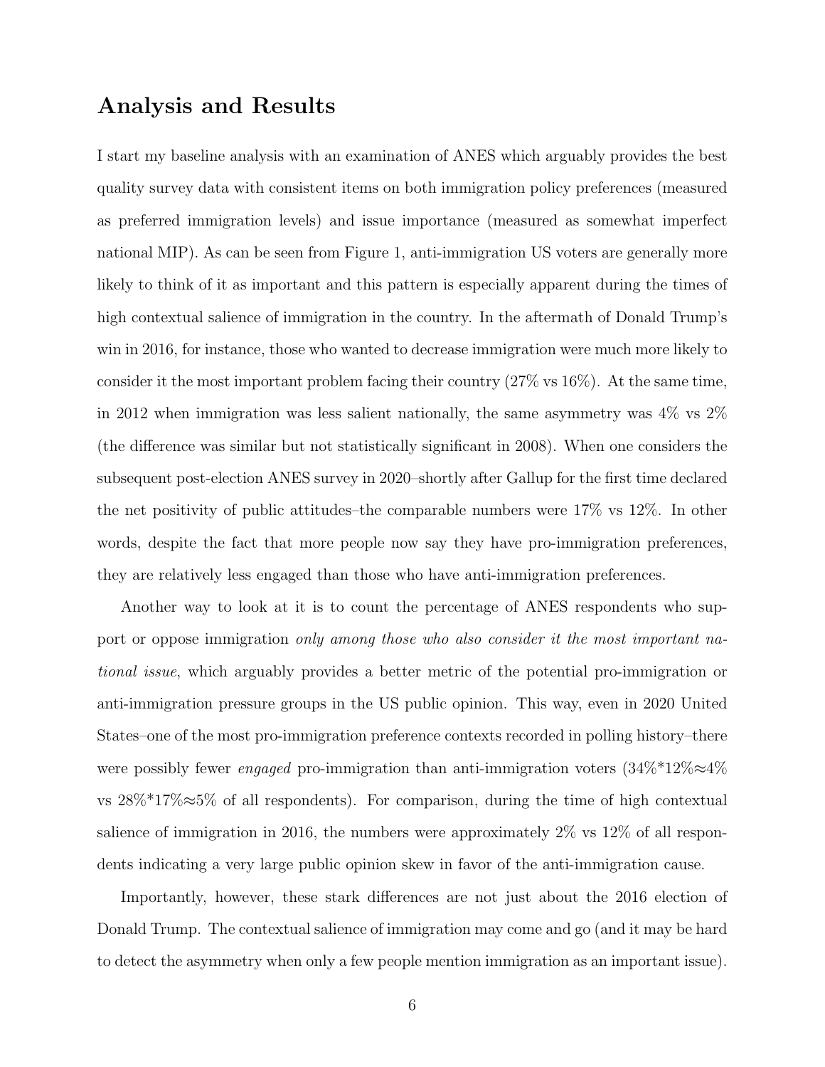## Analysis and Results

I start my baseline analysis with an examination of ANES which arguably provides the best quality survey data with consistent items on both immigration policy preferences (measured as preferred immigration levels) and issue importance (measured as somewhat imperfect national MIP). As can be seen from Figure 1, anti-immigration US voters are generally more likely to think of it as important and this pattern is especially apparent during the times of high contextual salience of immigration in the country. In the aftermath of Donald Trump's win in 2016, for instance, those who wanted to decrease immigration were much more likely to consider it the most important problem facing their country (27% vs 16%). At the same time, in 2012 when immigration was less salient nationally, the same asymmetry was 4% vs 2% (the difference was similar but not statistically significant in 2008). When one considers the subsequent post-election ANES survey in 2020–shortly after Gallup for the first time declared the net positivity of public attitudes–the comparable numbers were 17% vs 12%. In other words, despite the fact that more people now say they have pro-immigration preferences, they are relatively less engaged than those who have anti-immigration preferences.

Another way to look at it is to count the percentage of ANES respondents who support or oppose immigration *only among those who also consider it the most important national issue*, which arguably provides a better metric of the potential pro-immigration or anti-immigration pressure groups in the US public opinion. This way, even in 2020 United States–one of the most pro-immigration preference contexts recorded in polling history–there were possibly fewer *engaged* pro-immigration than anti-immigration voters (34%*12%≈4% vs 28%*17%≈5% of all respondents). For comparison, during the time of high contextual salience of immigration in 2016, the numbers were approximately 2% vs 12% of all respondents indicating a very large public opinion skew in favor of the anti-immigration cause.

Importantly, however, these stark differences are not just about the 2016 election of Donald Trump. The contextual salience of immigration may come and go (and it may be hard to detect the asymmetry when only a few people mention immigration as an important issue).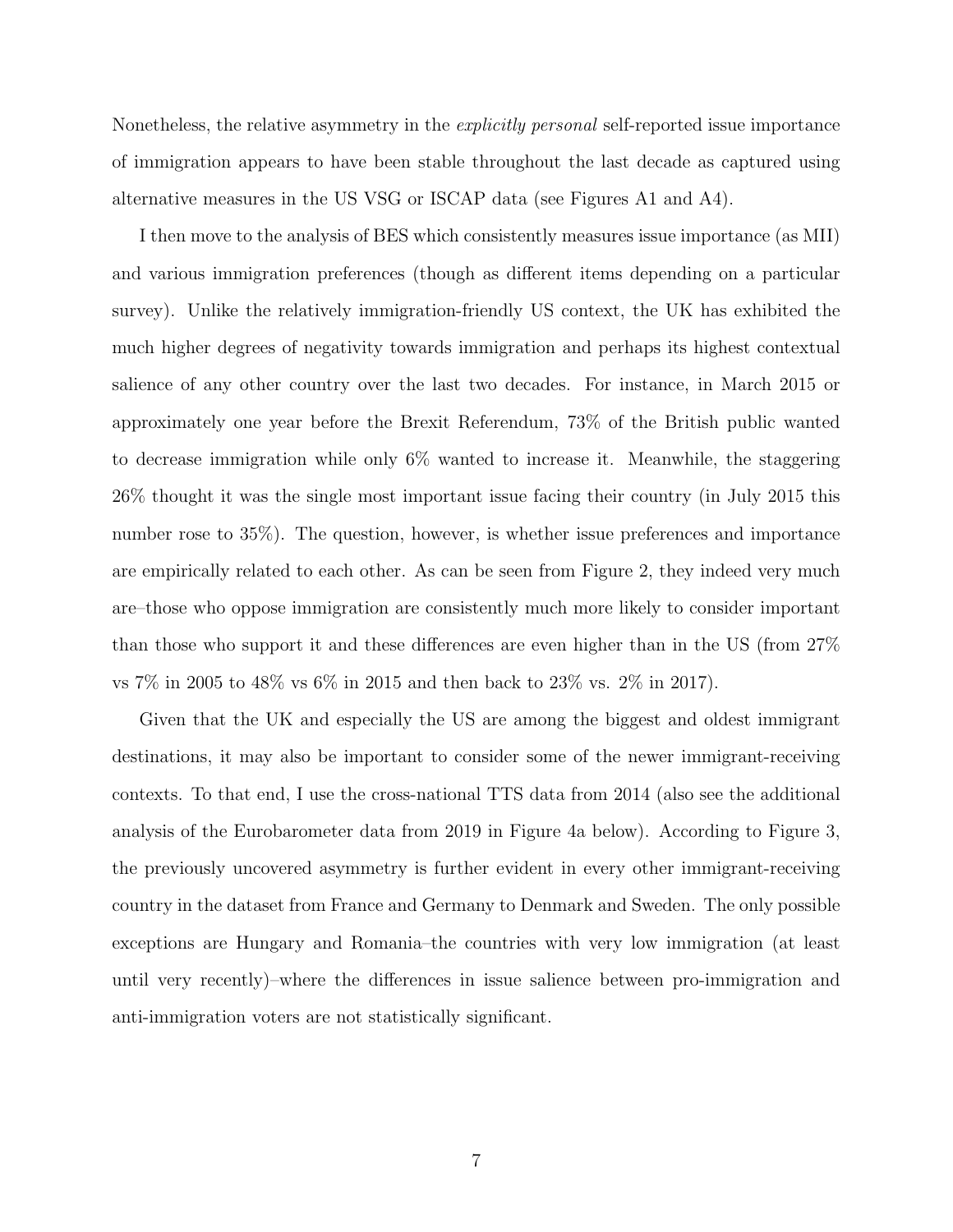Nonetheless, the relative asymmetry in the *explicitly personal* self-reported issue importance of immigration appears to have been stable throughout the last decade as captured using alternative measures in the US VSG or ISCAP data (see Figures A1 and A4).

I then move to the analysis of BES which consistently measures issue importance (as MII) and various immigration preferences (though as different items depending on a particular survey). Unlike the relatively immigration-friendly US context, the UK has exhibited the much higher degrees of negativity towards immigration and perhaps its highest contextual salience of any other country over the last two decades. For instance, in March 2015 or approximately one year before the Brexit Referendum, 73% of the British public wanted to decrease immigration while only 6% wanted to increase it. Meanwhile, the staggering 26% thought it was the single most important issue facing their country (in July 2015 this number rose to 35%). The question, however, is whether issue preferences and importance are empirically related to each other. As can be seen from Figure 2, they indeed very much are–those who oppose immigration are consistently much more likely to consider important than those who support it and these differences are even higher than in the US (from 27% vs 7% in 2005 to 48% vs 6% in 2015 and then back to 23% vs. 2% in 2017).

Given that the UK and especially the US are among the biggest and oldest immigrant destinations, it may also be important to consider some of the newer immigrant-receiving contexts. To that end, I use the cross-national TTS data from 2014 (also see the additional analysis of the Eurobarometer data from 2019 in Figure 4a below). According to Figure 3, the previously uncovered asymmetry is further evident in every other immigrant-receiving country in the dataset from France and Germany to Denmark and Sweden. The only possible exceptions are Hungary and Romania–the countries with very low immigration (at least until very recently)–where the differences in issue salience between pro-immigration and anti-immigration voters are not statistically significant.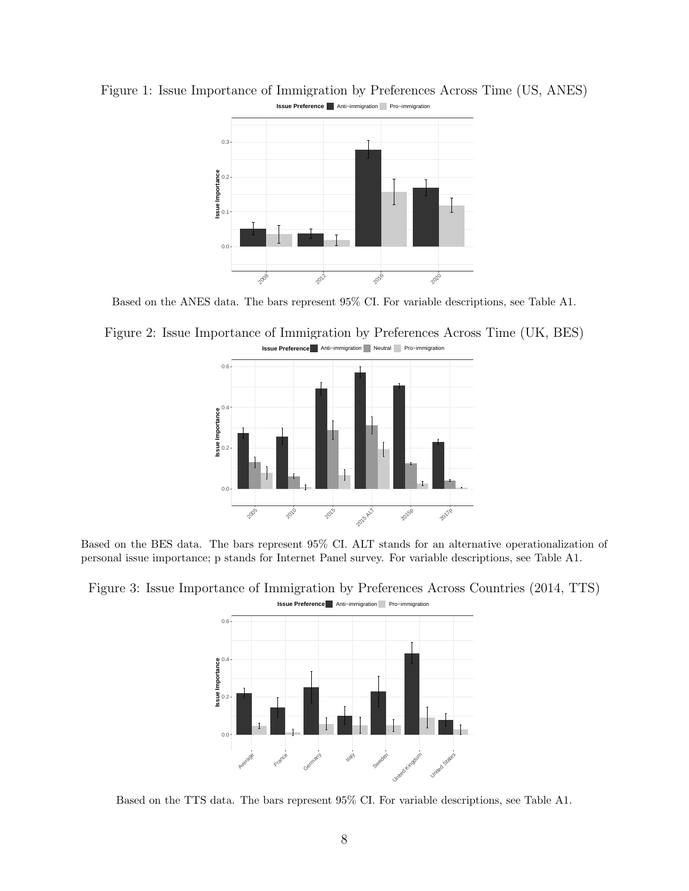Figure 1: Issue Importance of Immigration by Preferences Across Time (US, ANES)

Based on the ANES data. The bars represent 95% CI. For variable descriptions, see Table A1.

Figure 2: Issue Importance of Immigration by Preferences Across Time (UK, BES)

Based on the BES data. The bars represent 95% CI. ALT stands for an alternative operationalization of personal issue importance; p stands for Internet Panel survey. For variable descriptions, see Table A1.

Figure 3: Issue Importance of Immigration by Preferences Across Countries (2014, TTS)

Based on the TTS data. The bars represent 95% CI. For variable descriptions, see Table A1.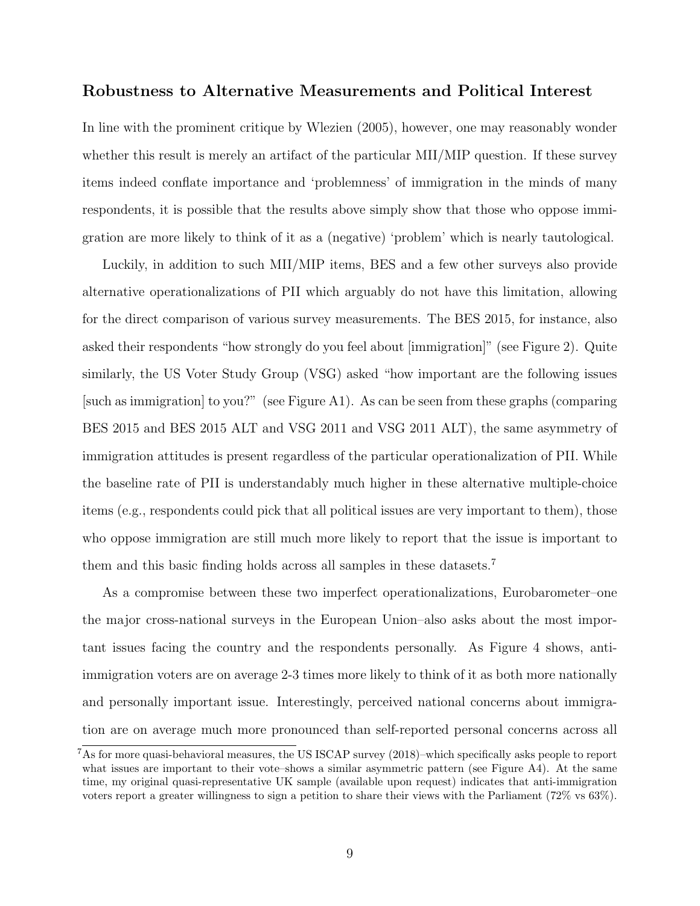### Robustness to Alternative Measurements and Political Interest

In line with the prominent critique by Wlezien (2005), however, one may reasonably wonder whether this result is merely an artifact of the particular MII/MIP question. If these survey items indeed conflate importance and 'problemness' of immigration in the minds of many respondents, it is possible that the results above simply show that those who oppose immigration are more likely to think of it as a (negative) 'problem' which is nearly tautological.

Luckily, in addition to such MII/MIP items, BES and a few other surveys also provide alternative operationalizations of PII which arguably do not have this limitation, allowing for the direct comparison of various survey measurements. The BES 2015, for instance, also asked their respondents "how strongly do you feel about [immigration]" (see Figure 2). Quite similarly, the US Voter Study Group (VSG) asked "how important are the following issues [such as immigration] to you?" (see Figure A1). As can be seen from these graphs (comparing BES 2015 and BES 2015 ALT and VSG 2011 and VSG 2011 ALT), the same asymmetry of immigration attitudes is present regardless of the particular operationalization of PII. While the baseline rate of PII is understandably much higher in these alternative multiple-choice items (e.g., respondents could pick that all political issues are very important to them), those who oppose immigration are still much more likely to report that the issue is important to them and this basic finding holds across all samples in these datasets.[7]

As a compromise between these two imperfect operationalizations, Eurobarometer–one the major cross-national surveys in the European Union–also asks about the most important issues facing the country and the respondents personally. As Figure 4 shows, anti-immigration voters are on average 2-3 times more likely to think of it as both more nationally and personally important issue. Interestingly, perceived national concerns about immigration are on average much more pronounced than self-reported personal concerns across all

[7]As for more quasi-behavioral measures, the US ISCAP survey (2018)–which specifically asks people to report what issues are important to their vote–shows a similar asymmetric pattern (see Figure A4). At the same time, my original quasi-representative UK sample (available upon request) indicates that anti-immigration voters report a greater willingness to sign a petition to share their views with the Parliament (72% vs 63%).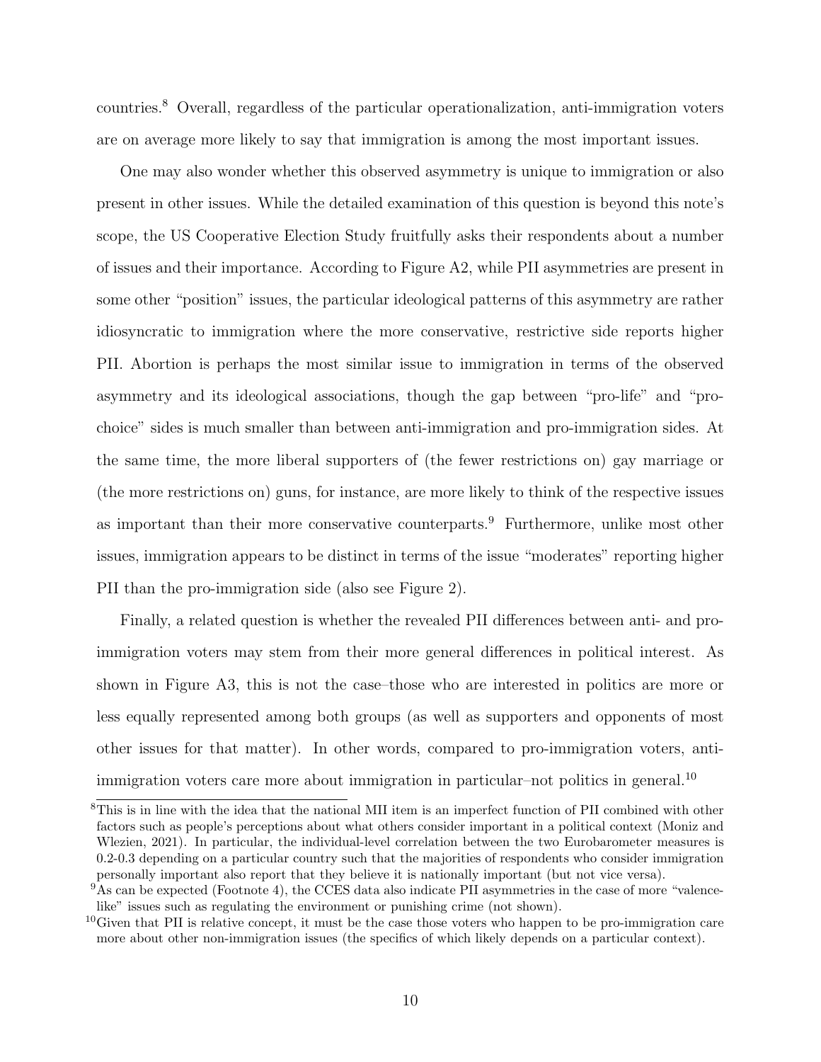countries.[8] Overall, regardless of the particular operationalization, anti-immigration voters are on average more likely to say that immigration is among the most important issues.

One may also wonder whether this observed asymmetry is unique to immigration or also present in other issues. While the detailed examination of this question is beyond this note's scope, the US Cooperative Election Study fruitfully asks their respondents about a number of issues and their importance. According to Figure A2, while PII asymmetries are present in some other "position" issues, the particular ideological patterns of this asymmetry are rather idiosyncratic to immigration where the more conservative, restrictive side reports higher PII. Abortion is perhaps the most similar issue to immigration in terms of the observed asymmetry and its ideological associations, though the gap between "pro-life" and "pro-choice" sides is much smaller than between anti-immigration and pro-immigration sides. At the same time, the more liberal supporters of (the fewer restrictions on) gay marriage or (the more restrictions on) guns, for instance, are more likely to think of the respective issues as important than their more conservative counterparts.[9] Furthermore, unlike most other issues, immigration appears to be distinct in terms of the issue "moderates" reporting higher PII than the pro-immigration side (also see Figure 2).

Finally, a related question is whether the revealed PII differences between anti- and pro-immigration voters may stem from their more general differences in political interest. As shown in Figure A3, this is not the case–those who are interested in politics are more or less equally represented among both groups (as well as supporters and opponents of most other issues for that matter). In other words, compared to pro-immigration voters, anti-immigration voters care more about immigration in particular–not politics in general.[10]

[8] This is in line with the idea that the national MII item is an imperfect function of PII combined with other factors such as people's perceptions about what others consider important in a political context (Moniz and Wlezien, 2021). In particular, the individual-level correlation between the two Eurobarometer measures is 0.2-0.3 depending on a particular country such that the majorities of respondents who consider immigration personally important also report that they believe it is nationally important (but not vice versa).

[9] As can be expected (Footnote 4), the CCES data also indicate PII asymmetries in the case of more "valence-like" issues such as regulating the environment or punishing crime (not shown).

[10] Given that PII is relative concept, it must be the case those voters who happen to be pro-immigration care more about other non-immigration issues (the specifics of which likely depends on a particular context).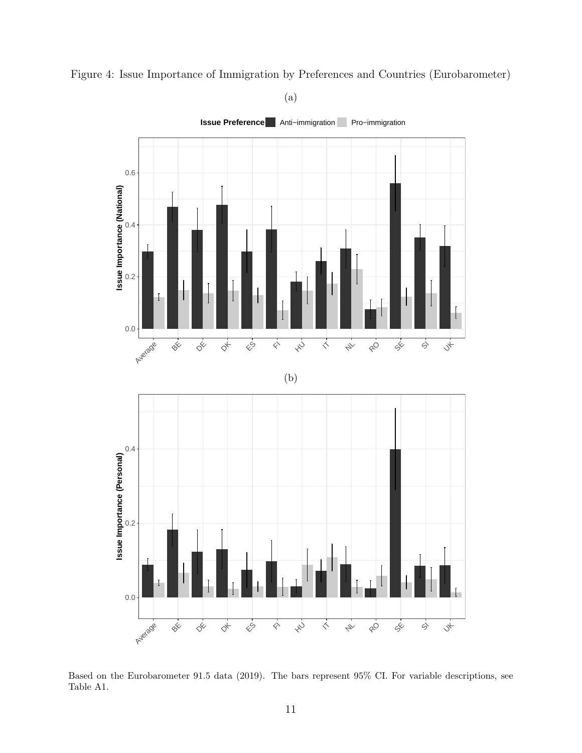Figure 4: Issue Importance of Immigration by Preferences and Countries (Eurobarometer)

(a)

(b)

Based on the Eurobarometer 91.5 data (2019). The bars represent 95% CI. For variable descriptions, see Table A1.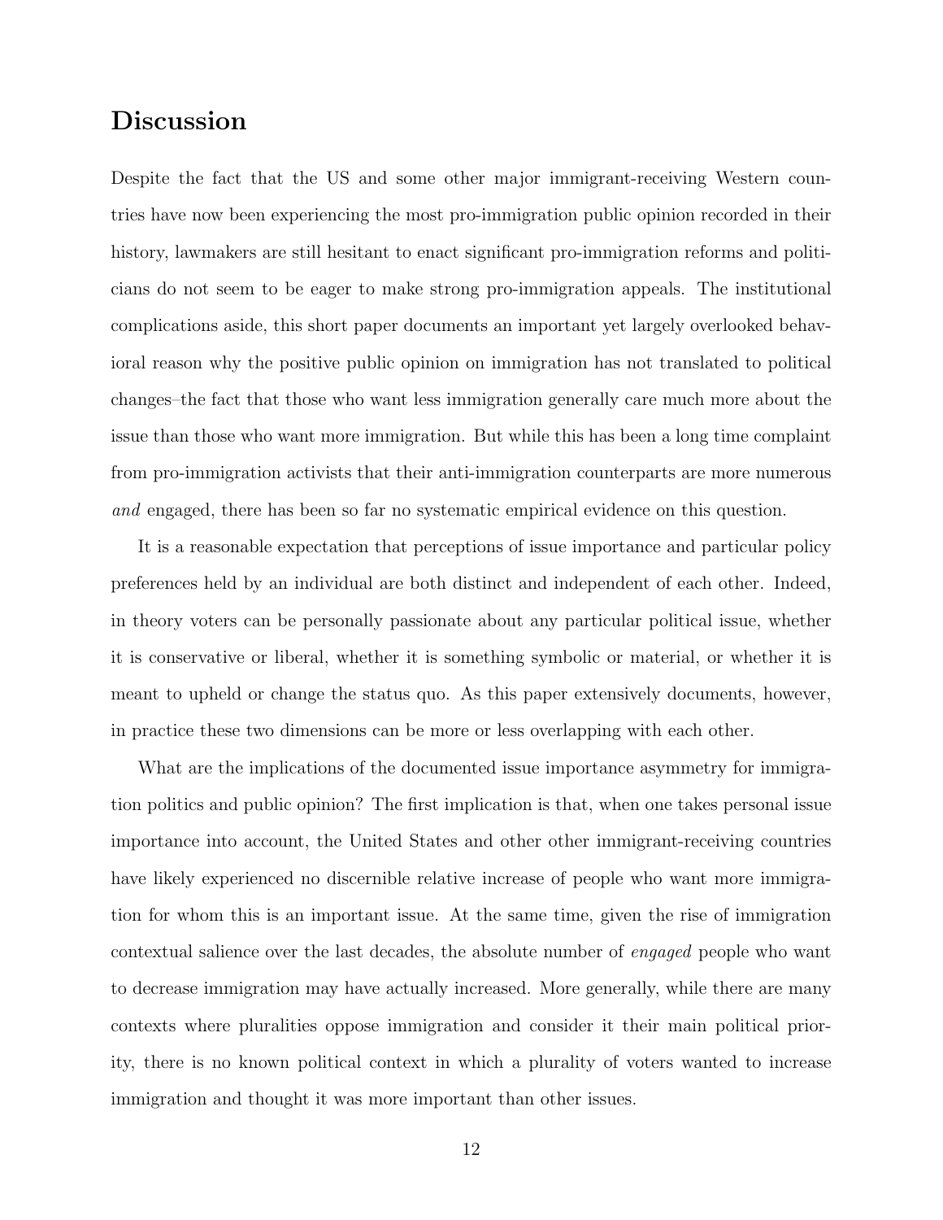## Discussion

Despite the fact that the US and some other major immigrant-receiving Western countries have now been experiencing the most pro-immigration public opinion recorded in their history, lawmakers are still hesitant to enact significant pro-immigration reforms and politicians do not seem to be eager to make strong pro-immigration appeals. The institutional complications aside, this short paper documents an important yet largely overlooked behavioral reason why the positive public opinion on immigration has not translated to political changes–the fact that those who want less immigration generally care much more about the issue than those who want more immigration. But while this has been a long time complaint from pro-immigration activists that their anti-immigration counterparts are more numerous *and* engaged, there has been so far no systematic empirical evidence on this question.

It is a reasonable expectation that perceptions of issue importance and particular policy preferences held by an individual are both distinct and independent of each other. Indeed, in theory voters can be personally passionate about any particular political issue, whether it is conservative or liberal, whether it is something symbolic or material, or whether it is meant to upheld or change the status quo. As this paper extensively documents, however, in practice these two dimensions can be more or less overlapping with each other.

What are the implications of the documented issue importance asymmetry for immigration politics and public opinion? The first implication is that, when one takes personal issue importance into account, the United States and other other immigrant-receiving countries have likely experienced no discernible relative increase of people who want more immigration for whom this is an important issue. At the same time, given the rise of immigration contextual salience over the last decades, the absolute number of *engaged* people who want to decrease immigration may have actually increased. More generally, while there are many contexts where pluralities oppose immigration and consider it their main political priority, there is no known political context in which a plurality of voters wanted to increase immigration and thought it was more important than other issues.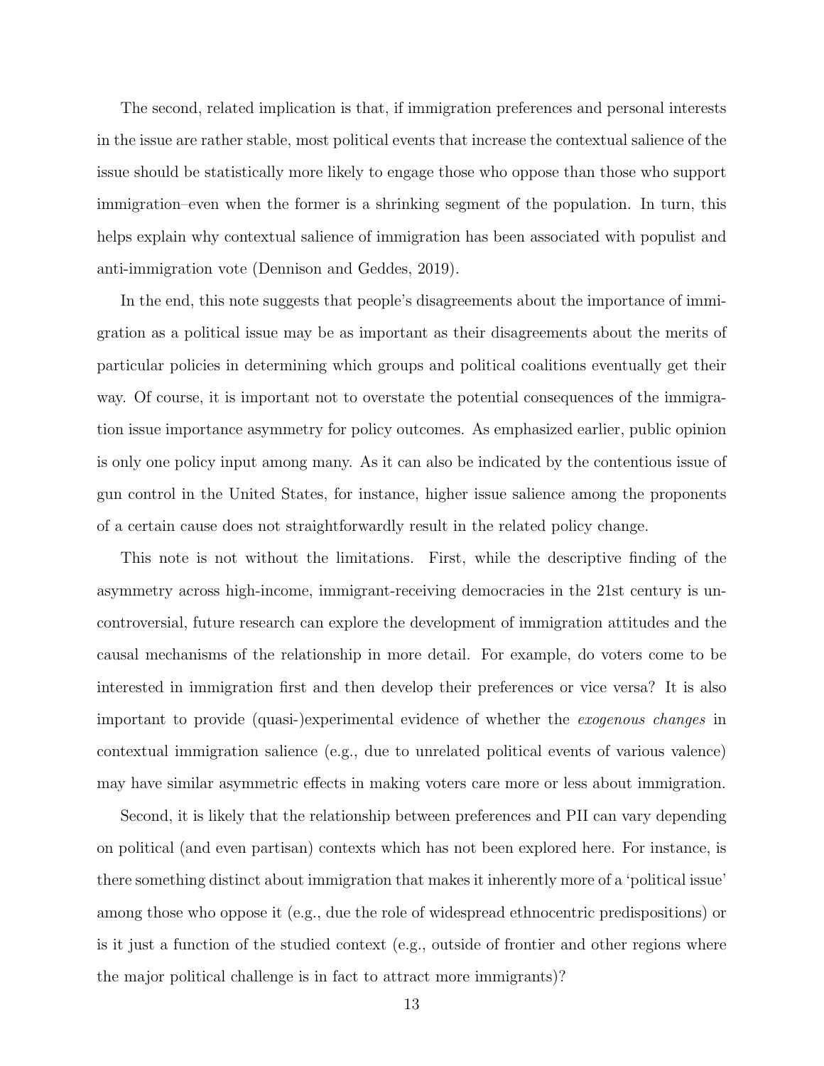The second, related implication is that, if immigration preferences and personal interests in the issue are rather stable, most political events that increase the contextual salience of the issue should be statistically more likely to engage those who oppose than those who support immigration–even when the former is a shrinking segment of the population. In turn, this helps explain why contextual salience of immigration has been associated with populist and anti-immigration vote (Dennison and Geddes, 2019).

In the end, this note suggests that people's disagreements about the importance of immigration as a political issue may be as important as their disagreements about the merits of particular policies in determining which groups and political coalitions eventually get their way. Of course, it is important not to overstate the potential consequences of the immigration issue importance asymmetry for policy outcomes. As emphasized earlier, public opinion is only one policy input among many. As it can also be indicated by the contentious issue of gun control in the United States, for instance, higher issue salience among the proponents of a certain cause does not straightforwardly result in the related policy change.

This note is not without the limitations. First, while the descriptive finding of the asymmetry across high-income, immigrant-receiving democracies in the 21st century is uncontroversial, future research can explore the development of immigration attitudes and the causal mechanisms of the relationship in more detail. For example, do voters come to be interested in immigration first and then develop their preferences or vice versa? It is also important to provide (quasi-)experimental evidence of whether the *exogenous changes* in contextual immigration salience (e.g., due to unrelated political events of various valence) may have similar asymmetric effects in making voters care more or less about immigration.

Second, it is likely that the relationship between preferences and PII can vary depending on political (and even partisan) contexts which has not been explored here. For instance, is there something distinct about immigration that makes it inherently more of a 'political issue' among those who oppose it (e.g., due the role of widespread ethnocentric predispositions) or is it just a function of the studied context (e.g., outside of frontier and other regions where the major political challenge is in fact to attract more immigrants)?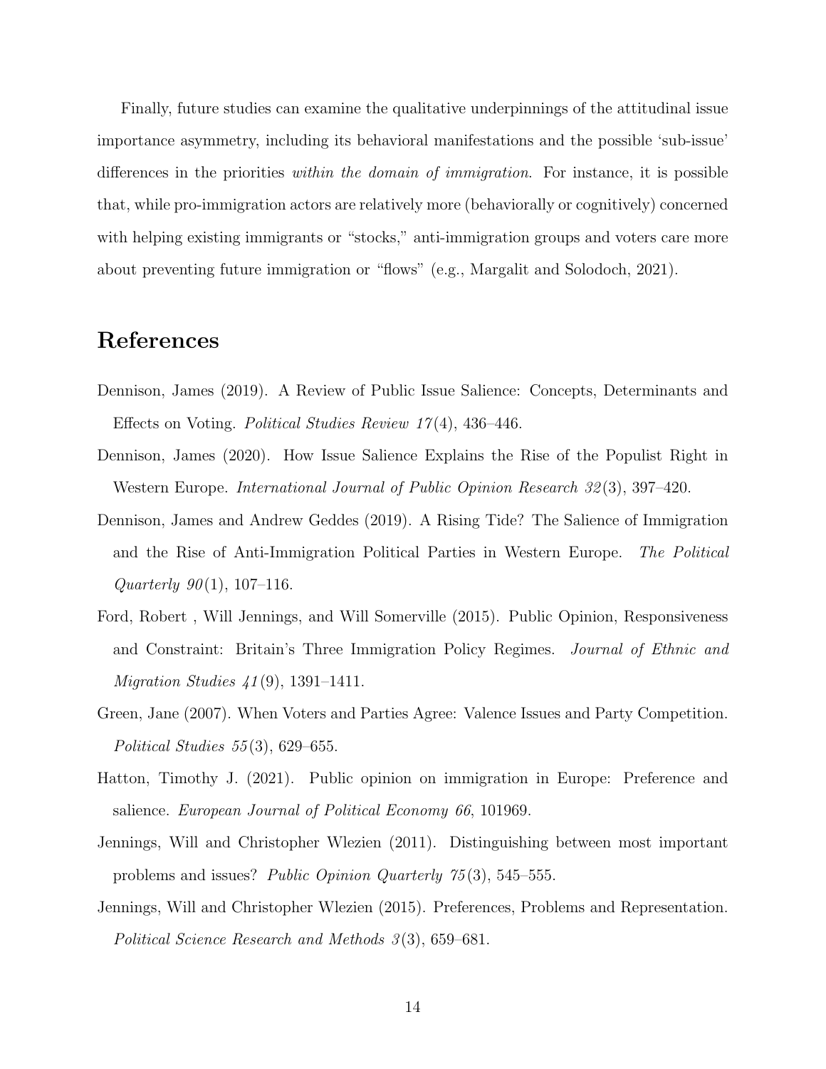Finally, future studies can examine the qualitative underpinnings of the attitudinal issue importance asymmetry, including its behavioral manifestations and the possible 'sub-issue' differences in the priorities *within the domain of immigration*. For instance, it is possible that, while pro-immigration actors are relatively more (behaviorally or cognitively) concerned with helping existing immigrants or "stocks," anti-immigration groups and voters care more about preventing future immigration or "flows" (e.g., Margalit and Solodoch, 2021).

# References

Dennison, James (2019). A Review of Public Issue Salience: Concepts, Determinants and Effects on Voting. *Political Studies Review 17*(4), 436–446.

Dennison, James (2020). How Issue Salience Explains the Rise of the Populist Right in Western Europe. *International Journal of Public Opinion Research 32*(3), 397–420.

Dennison, James and Andrew Geddes (2019). A Rising Tide? The Salience of Immigration and the Rise of Anti-Immigration Political Parties in Western Europe. *The Political Quarterly 90*(1), 107–116.

Ford, Robert , Will Jennings, and Will Somerville (2015). Public Opinion, Responsiveness and Constraint: Britain's Three Immigration Policy Regimes. *Journal of Ethnic and Migration Studies 41*(9), 1391–1411.

Green, Jane (2007). When Voters and Parties Agree: Valence Issues and Party Competition. *Political Studies 55*(3), 629–655.

Hatton, Timothy J. (2021). Public opinion on immigration in Europe: Preference and salience. *European Journal of Political Economy 66*, 101969.

Jennings, Will and Christopher Wlezien (2011). Distinguishing between most important problems and issues? *Public Opinion Quarterly 75*(3), 545–555.

Jennings, Will and Christopher Wlezien (2015). Preferences, Problems and Representation. *Political Science Research and Methods 3*(3), 659–681.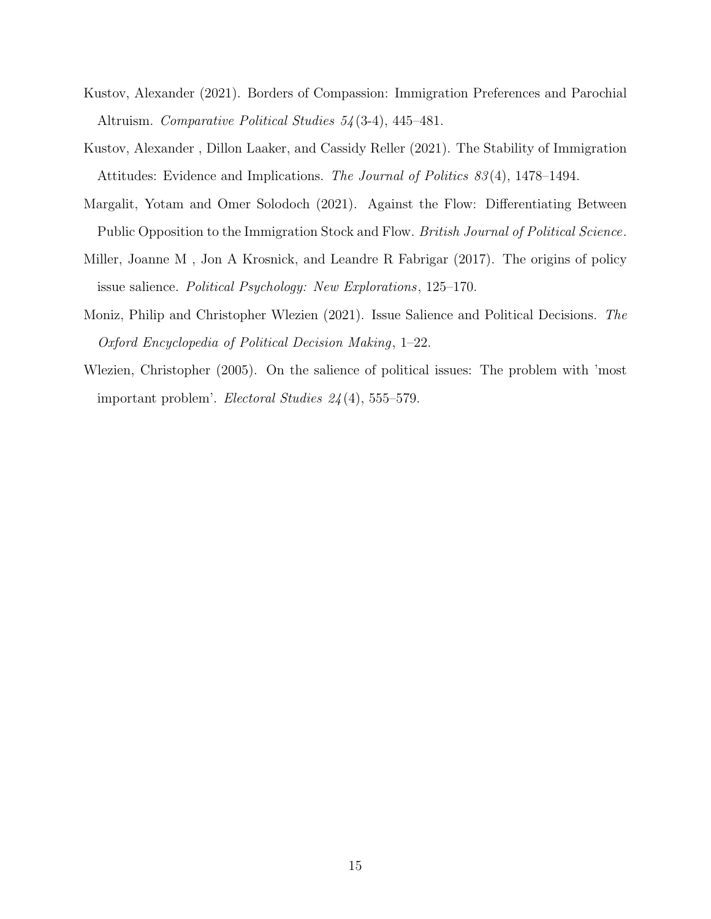Kustov, Alexander (2021). Borders of Compassion: Immigration Preferences and Parochial Altruism. *Comparative Political Studies 54*(3-4), 445–481.

Kustov, Alexander , Dillon Laaker, and Cassidy Reller (2021). The Stability of Immigration Attitudes: Evidence and Implications. *The Journal of Politics 83*(4), 1478–1494.

Margalit, Yotam and Omer Solodoch (2021). Against the Flow: Differentiating Between Public Opposition to the Immigration Stock and Flow. *British Journal of Political Science*.

Miller, Joanne M , Jon A Krosnick, and Leandre R Fabrigar (2017). The origins of policy issue salience. *Political Psychology: New Explorations*, 125–170.

Moniz, Philip and Christopher Wlezien (2021). Issue Salience and Political Decisions. *The Oxford Encyclopedia of Political Decision Making*, 1–22.

Wlezien, Christopher (2005). On the salience of political issues: The problem with 'most important problem'. *Electoral Studies 24*(4), 555–579.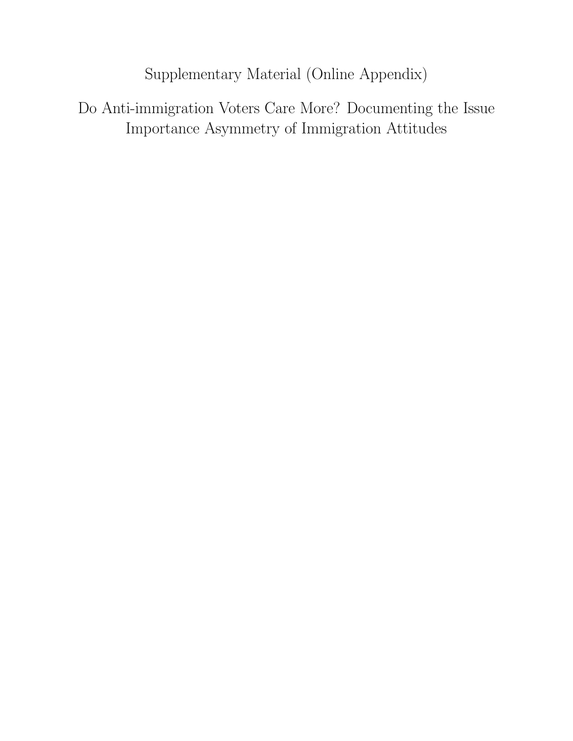# Supplementary Material (Online Appendix)

## Do Anti-immigration Voters Care More? Documenting the Issue Importance Asymmetry of Immigration Attitudes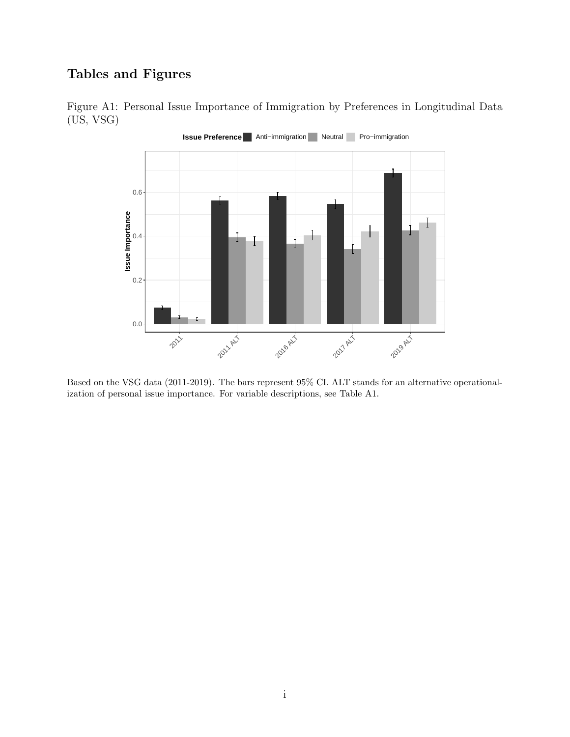# Tables and Figures

Figure A1: Personal Issue Importance of Immigration by Preferences in Longitudinal Data (US, VSG)

Based on the VSG data (2011-2019). The bars represent 95% CI. ALT stands for an alternative operationalization of personal issue importance. For variable descriptions, see Table A1.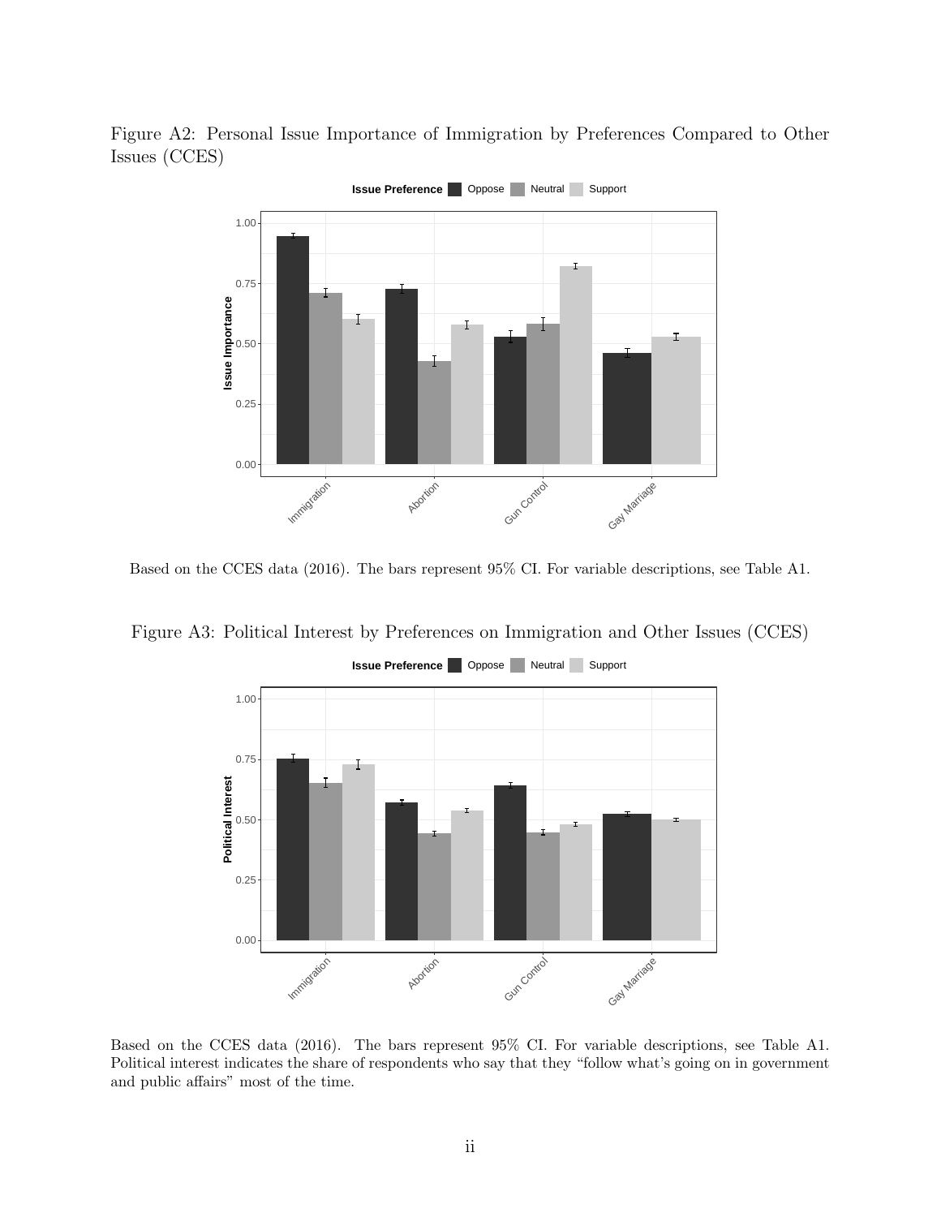Figure A2: Personal Issue Importance of Immigration by Preferences Compared to Other Issues (CCES)

Based on the CCES data (2016). The bars represent 95% CI. For variable descriptions, see Table A1.

Figure A3: Political Interest by Preferences on Immigration and Other Issues (CCES)

Based on the CCES data (2016). The bars represent 95% CI. For variable descriptions, see Table A1. Political interest indicates the share of respondents who say that they "follow what's going on in government and public affairs" most of the time.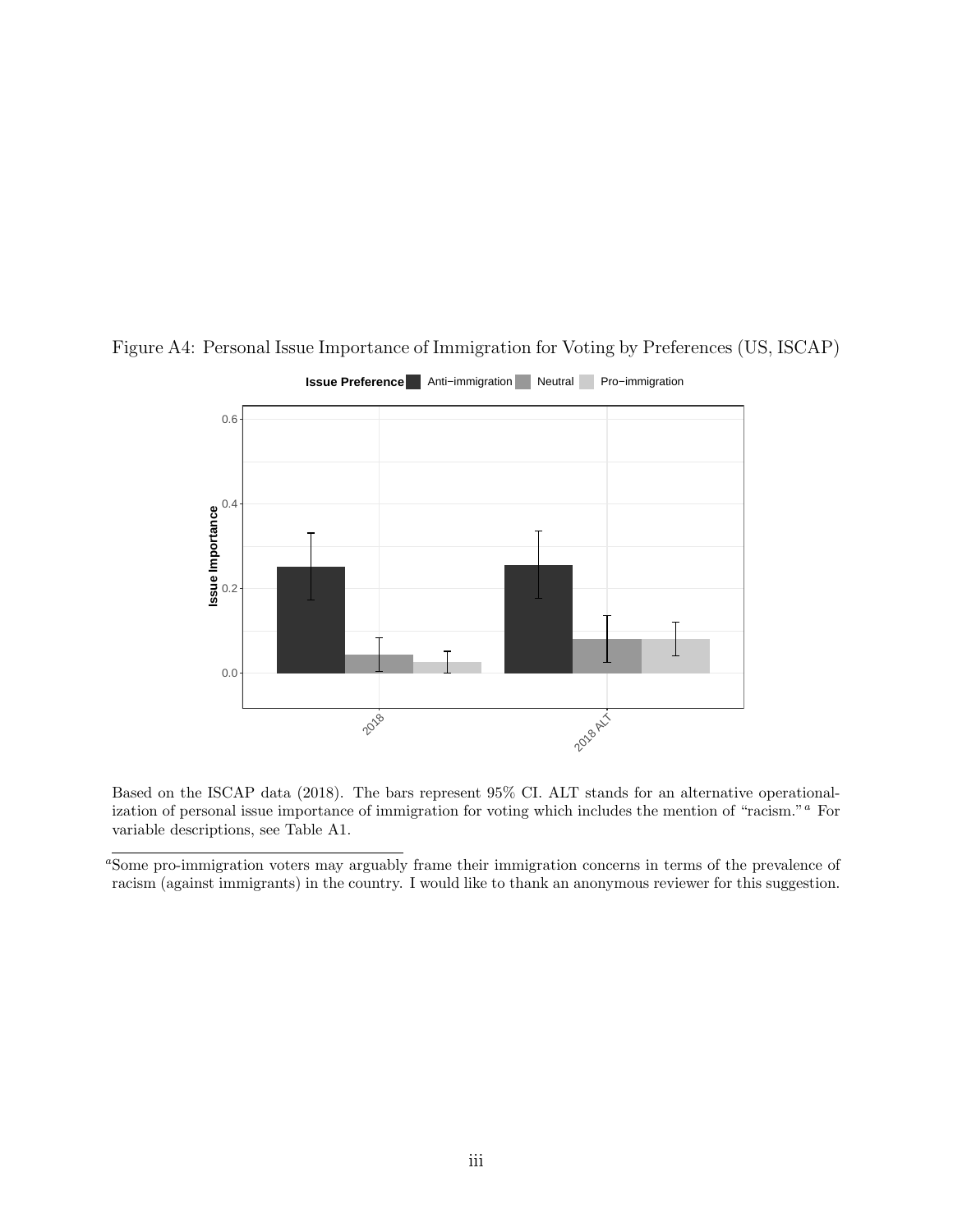Figure A4: Personal Issue Importance of Immigration for Voting by Preferences (US, ISCAP)

Based on the ISCAP data (2018). The bars represent 95% CI. ALT stands for an alternative operationalization of personal issue importance of immigration for voting which includes the mention of "racism."[a] For variable descriptions, see Table A1.

[a]Some pro-immigration voters may arguably frame their immigration concerns in terms of the prevalence of racism (against immigrants) in the country. I would like to thank an anonymous reviewer for this suggestion.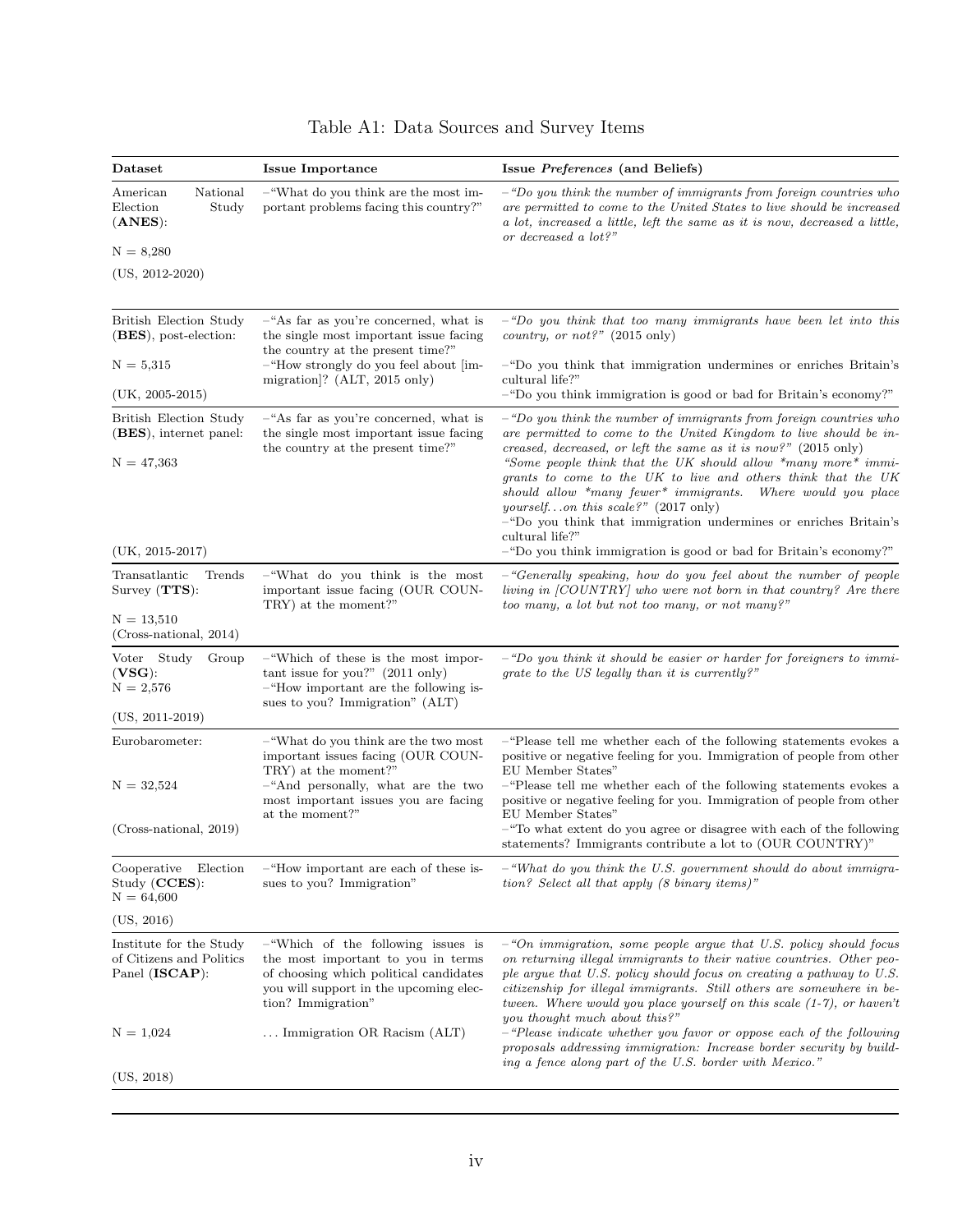# Table A1: Data Sources and Survey Items

| Dataset | Issue Importance | Issue *Preferences* (and Beliefs) |
|---|---|---|
| American National Election Study (**ANES**):<br>N = 8,280<br>(US, 2012-2020) | –"What do you think are the most important problems facing this country?" | –*"Do you think the number of immigrants from foreign countries who are permitted to come to the United States to live should be increased a lot, increased a little, left the same as it is now, decreased a little, or decreased a lot?"* |
| British Election Study (**BES**), post-election:<br>N = 5,315<br>(UK, 2005-2015) | –"As far as you're concerned, what is the single most important issue facing the country at the present time?"<br>–"How strongly do you feel about [immigration]? (ALT, 2015 only) | –*"Do you think that too many immigrants have been let into this country, or not?"* (2015 only)<br>–"Do you think that immigration undermines or enriches Britain's cultural life?"<br>–"Do you think immigration is good or bad for Britain's economy?" |
| British Election Study (**BES**), internet panel:<br>N = 47,363<br>(UK, 2015-2017) | –"As far as you're concerned, what is the single most important issue facing the country at the present time?" | –*"Do you think the number of immigrants from foreign countries who are permitted to come to the United Kingdom to live should be increased, decreased, or left the same as it is now?"* (2015 only)<br>*"Some people think that the UK should allow \*many more\* immigrants to come to the UK to live and others think that the UK should allow \*many fewer\* immigrants. Where would you place yourself…on this scale?"* (2017 only)<br>–"Do you think that immigration undermines or enriches Britain's cultural life?"<br>–"Do you think immigration is good or bad for Britain's economy?" |
| Transatlantic Trends Survey (**TTS**):<br>N = 13,510<br>(Cross-national, 2014) | –"What do you think is the most important issue facing (OUR COUNTRY) at the moment?" | –*"Generally speaking, how do you feel about the number of people living in [COUNTRY] who were not born in that country? Are there too many, a lot but not too many, or not many?"* |
| Voter Study Group (**VSG**):<br>N = 2,576<br>(US, 2011-2019) | –"Which of these is the most important issue for you?" (2011 only)<br>–"How important are the following issues to you? Immigration" (ALT) | –*"Do you think it should be easier or harder for foreigners to immigrate to the US legally than it is currently?"* |
| Eurobarometer:<br>N = 32,524<br>(Cross-national, 2019) | –"What do you think are the two most important issues facing (OUR COUNTRY) at the moment?"<br>–"And personally, what are the two most important issues you are facing at the moment?" | –"Please tell me whether each of the following statements evokes a positive or negative feeling for you. Immigration of people from other EU Member States"<br>–"Please tell me whether each of the following statements evokes a positive or negative feeling for you. Immigration of people from other EU Member States"<br>–"To what extent do you agree or disagree with each of the following statements? Immigrants contribute a lot to (OUR COUNTRY)" |
| Cooperative Election Study (**CCES**):<br>N = 64,600<br>(US, 2016) | –"How important are each of these issues to you? Immigration" | –*"What do you think the U.S. government should do about immigration? Select all that apply (8 binary items)"* |
| Institute for the Study of Citizens and Politics Panel (**ISCAP**):<br>N = 1,024<br>(US, 2018) | –"Which of the following issues is the most important to you in terms of choosing which political candidates you will support in the upcoming election? Immigration"<br>… Immigration OR Racism (ALT) | –*"On immigration, some people argue that U.S. policy should focus on returning illegal immigrants to their native countries. Other people argue that U.S. policy should focus on creating a pathway to U.S. citizenship for illegal immigrants. Still others are somewhere in between. Where would you place yourself on this scale (1-7), or haven't you thought much about this?"*<br>–*"Please indicate whether you favor or oppose each of the following proposals addressing immigration: Increase border security by building a fence along part of the U.S. border with Mexico."* |